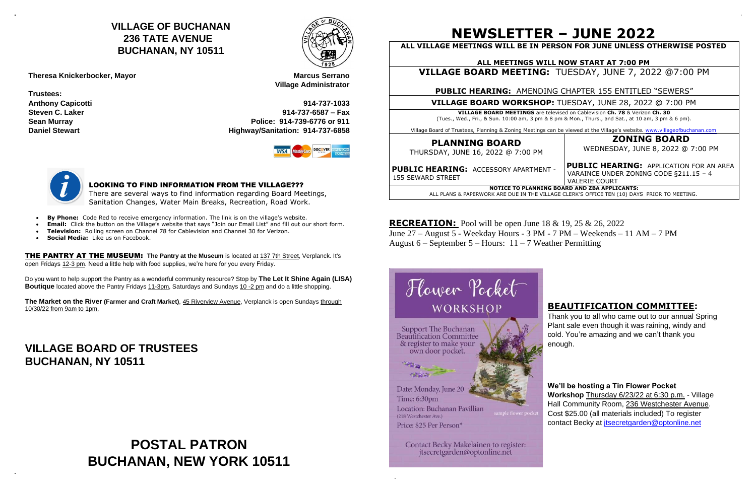# VILLAGE OF BUCHANAN
## 236 TATE AVENUE
## BUCHANAN, NY 10511

**Theresa Knickerbocker, Mayor**

**Trustees:**
**Anthony Capicotti**
**Steven C. Laker**
**Sean Murray**
**Daniel Stewart**

**Marcus Serrano**
**Village Administrator**

**914-737-1033**
**914-737-6587 – Fax**
**Police: 914-739-6776 or 911**
**Highway/Sanitation: 914-737-6858**

### LOOKING TO FIND INFORMATION FROM THE VILLAGE???

There are several ways to find information regarding Board Meetings, Sanitation Changes, Water Main Breaks, Recreation, Road Work.

- **By Phone:** Code Red to receive emergency information. The link is on the village's website.
- **Email:** Click the button on the Village's website that says "Join our Email List" and fill out our short form.
- **Television:** Rolling screen on Channel 78 for Cablevision and Channel 30 for Verizon.
- **Social Media:** Like us on Facebook.

**THE PANTRY AT THE MUSEUM: The Pantry at the Museum** is located at 137 7th Street, Verplanck. It's open Fridays 12-3 pm. Need a little help with food supplies, we're here for you every Friday.

Do you want to help support the Pantry as a wonderful community resource? Stop by **The Let It Shine Again (LISA) Boutique** located above the Pantry Fridays 11-3pm, Saturdays and Sundays 10 -2 pm and do a little shopping.

**The Market on the River (Farmer and Craft Market)**, 45 Riverview Avenue, Verplanck is open Sundays through 10/30/22 from 9am to 1pm.

## VILLAGE BOARD OF TRUSTEES
## BUCHANAN, NY 10511

## POSTAL PATRON
## BUCHANAN, NEW YORK 10511

# NEWSLETTER – JUNE 2022

**ALL VILLAGE MEETINGS WILL BE IN PERSON FOR JUNE UNLESS OTHERWISE POSTED**

**ALL MEETINGS WILL NOW START AT 7:00 PM**

**VILLAGE BOARD MEETING:** TUESDAY, JUNE 7, 2022 @7:00 PM

**PUBLIC HEARING:** AMENDING CHAPTER 155 ENTITLED "SEWERS"

**VILLAGE BOARD WORKSHOP:** TUESDAY, JUNE 28, 2022 @ 7:00 PM

**VILLAGE BOARD MEETINGS** are televised on Cablevision **Ch. 78** & Verizon **Ch. 30** (Tues., Wed., Fri., & Sun. 10:00 am, 3 pm & 8 pm & Mon., Thurs., and Sat., at 10 am, 3 pm & 6 pm).

Village Board of Trustees, Planning & Zoning Meetings can be viewed at the Village's website. www.villageofbuchanan.com

**PLANNING BOARD**
THURSDAY, JUNE 16, 2022 @ 7:00 PM

**PUBLIC HEARING:** ACCESSORY APARTMENT - 155 SEWARD STREET

**ZONING BOARD**
WEDNESDAY, JUNE 8, 2022 @ 7:00 PM

**PUBLIC HEARING:** APPLICATION FOR AN AREA VARAINCE UNDER ZONING CODE §211.15 – 4 VALERIE COURT

**NOTICE TO PLANNING BOARD AND ZBA APPLICANTS:**
ALL PLANS & PAPERWORK ARE DUE IN THE VILLAGE CLERK'S OFFICE TEN (10) DAYS PRIOR TO MEETING.

**RECREATION:** Pool will be open June 18 & 19, 25 & 26, 2022
June 27 – August 5 - Weekday Hours - 3 PM - 7 PM – Weekends – 11 AM – 7 PM
August 6 – September 5 – Hours: 11 – 7 Weather Permitting

Flower Pocket WORKSHOP

Support The Buchanan Beautification Committee & register to make your own door pocket.

Date: Monday, June 20
Time: 6:30pm
Location: Buchanan Pavillian (218 Westchester Ave.)
Price: $25 Per Person*

sample flower pocket

Contact Becky Makelainen to register: jtsecretgarden@optonline.net

### BEAUTIFICATION COMMITTEE:

Thank you to all who came out to our annual Spring Plant sale even though it was raining, windy and cold. You're amazing and we can't thank you enough.

**We'll be hosting a Tin Flower Pocket Workshop** Thursday 6/23/22 at 6:30 p.m. - Village Hall Community Room, 236 Westchester Avenue. Cost $25.00 (all materials included) To register contact Becky at jtsecretgarden@optonline.net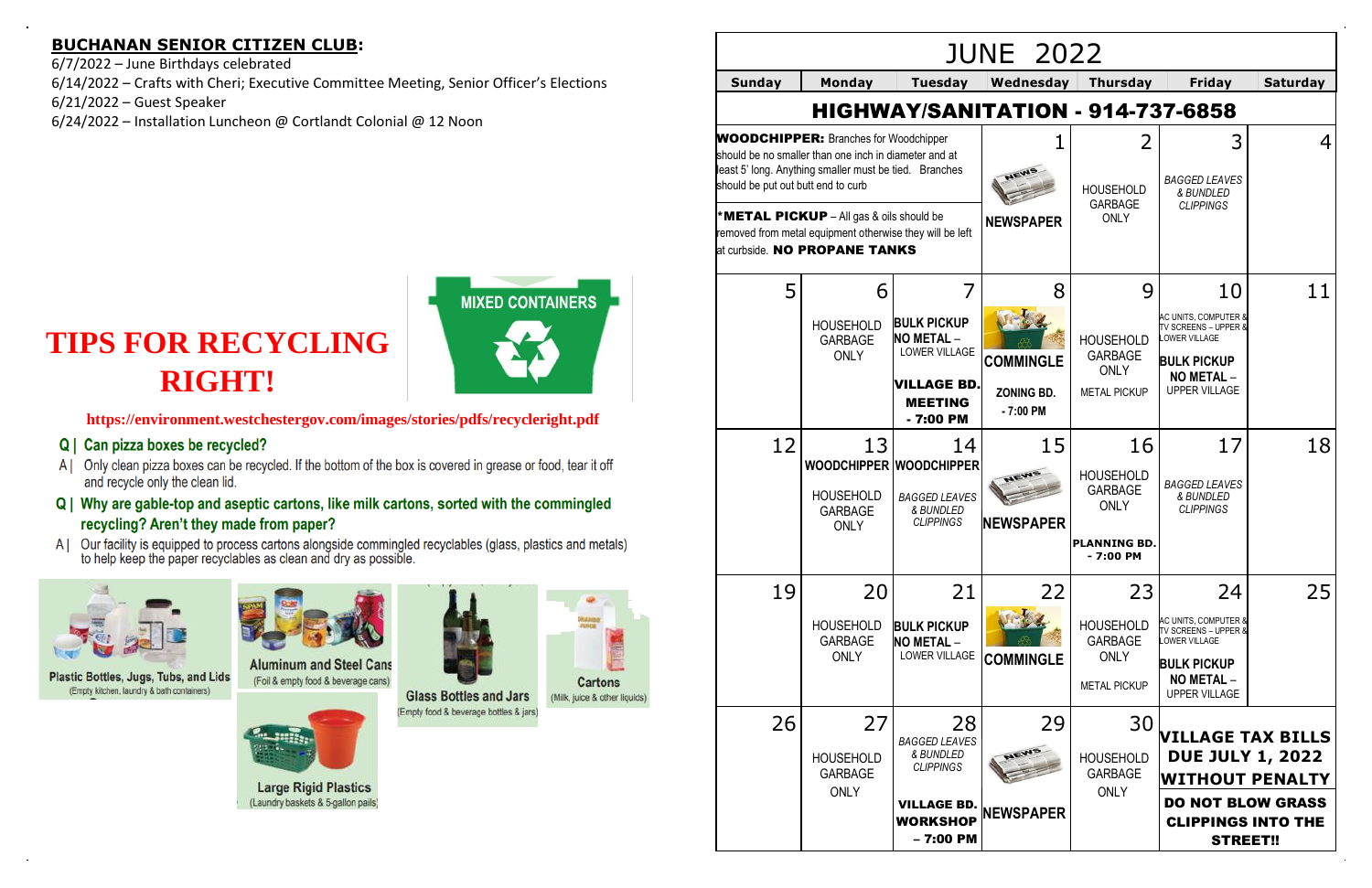## BUCHANAN SENIOR CITIZEN CLUB:

6/7/2022 – June Birthdays celebrated
6/14/2022 – Crafts with Cheri; Executive Committee Meeting, Senior Officer's Elections
6/21/2022 – Guest Speaker
6/24/2022 – Installation Luncheon @ Cortlandt Colonial @ 12 Noon

# TIPS FOR RECYCLING RIGHT!

MIXED CONTAINERS

**https://environment.westchestergov.com/images/stories/pdfs/recycleright.pdf**

**Q | Can pizza boxes be recycled?**

A | Only clean pizza boxes can be recycled. If the bottom of the box is covered in grease or food, tear it off and recycle only the clean lid.

**Q | Why are gable-top and aseptic cartons, like milk cartons, sorted with the commingled recycling? Aren't they made from paper?**

A | Our facility is equipped to process cartons alongside commingled recyclables (glass, plastics and metals) to help keep the paper recyclables as clean and dry as possible.

Plastic Bottles, Jugs, Tubs, and Lids
(Empty kitchen, laundry & bath containers)

Aluminum and Steel Cans
(Foil & empty food & beverage cans)

Glass Bottles and Jars
(Empty food & beverage bottles & jars)

Cartons
(Milk, juice & other liquids)

Large Rigid Plastics
(Laundry baskets & 5-gallon pails)

# JUNE 2022

**HIGHWAY/SANITATION - 914-737-6858**

**WOODCHIPPER:** Branches for Woodchipper should be no smaller than one inch in diameter and at least 5' long. Anything smaller must be tied. Branches should be put out butt end to curb

***METAL PICKUP** – All gas & oils should be removed from metal equipment otherwise they will be left at curbside. **NO PROPANE TANKS**

| Sunday | Monday | Tuesday | Wednesday | Thursday | Friday | Saturday |
|---|---|---|---|---|---|---|
| | | | 1<br>**NEWSPAPER** | 2<br>HOUSEHOLD GARBAGE ONLY | 3<br>*BAGGED LEAVES & BUNDLED CLIPPINGS* | 4 |
| 5 | 6<br>HOUSEHOLD GARBAGE ONLY | 7<br>**BULK PICKUP NO METAL** – LOWER VILLAGE<br>**VILLAGE BD. MEETING - 7:00 PM** | 8<br>**COMMINGLE**<br>**ZONING BD. - 7:00 PM** | 9<br>HOUSEHOLD GARBAGE ONLY<br>METAL PICKUP | 10<br>AC UNITS, COMPUTER & TV SCREENS – UPPER & LOWER VILLAGE<br>**BULK PICKUP NO METAL** – UPPER VILLAGE | 11 |
| 12 | 13<br>**WOODCHIPPER**<br>HOUSEHOLD GARBAGE ONLY | 14<br>**WOODCHIPPER**<br>*BAGGED LEAVES & BUNDLED CLIPPINGS* | 15<br>**NEWSPAPER** | 16<br>HOUSEHOLD GARBAGE ONLY<br>**PLANNING BD. - 7:00 PM** | 17<br>*BAGGED LEAVES & BUNDLED CLIPPINGS* | 18 |
| 19 | 20<br>HOUSEHOLD GARBAGE ONLY | 21<br>**BULK PICKUP NO METAL** – LOWER VILLAGE | 22<br>**COMMINGLE** | 23<br>HOUSEHOLD GARBAGE ONLY<br>METAL PICKUP | 24<br>AC UNITS, COMPUTER & TV SCREENS – UPPER & LOWER VILLAGE<br>**BULK PICKUP NO METAL** – UPPER VILLAGE | 25 |
| 26 | 27<br>HOUSEHOLD GARBAGE ONLY | 28<br>*BAGGED LEAVES & BUNDLED CLIPPINGS*<br>**VILLAGE BD. WORKSHOP – 7:00 PM** | 29<br>**NEWSPAPER** | 30<br>HOUSEHOLD GARBAGE ONLY | **VILLAGE TAX BILLS DUE JULY 1, 2022 WITHOUT PENALTY**<br>**DO NOT BLOW GRASS CLIPPINGS INTO THE STREET!!** | |